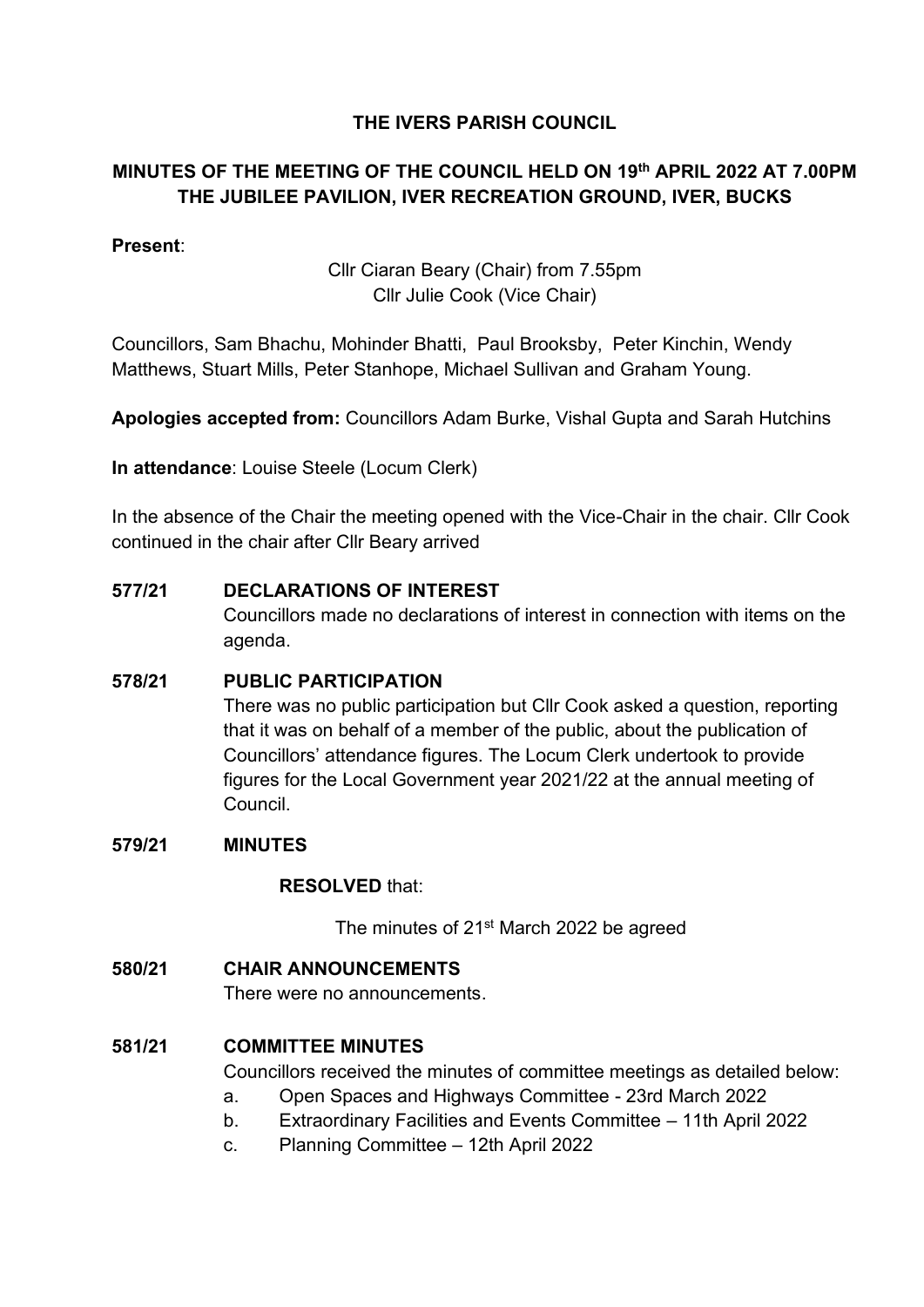# THE IVERS PARISH COUNCIL

## MINUTES OF THE MEETING OF THE COUNCIL HELD ON 19th APRIL 2022 AT 7.00PM THE JUBILEE PAVILION, IVER RECREATION GROUND, IVER, BUCKS

**Present**:

Cllr Ciaran Beary (Chair) from 7.55pm
Cllr Julie Cook (Vice Chair)

Councillors, Sam Bhachu, Mohinder Bhatti, Paul Brooksby, Peter Kinchin, Wendy Matthews, Stuart Mills, Peter Stanhope, Michael Sullivan and Graham Young.

**Apologies accepted from:** Councillors Adam Burke, Vishal Gupta and Sarah Hutchins

**In attendance**: Louise Steele (Locum Clerk)

In the absence of the Chair the meeting opened with the Vice-Chair in the chair. Cllr Cook continued in the chair after Cllr Beary arrived

**577/21 DECLARATIONS OF INTEREST**

Councillors made no declarations of interest in connection with items on the agenda.

**578/21 PUBLIC PARTICIPATION**

There was no public participation but Cllr Cook asked a question, reporting that it was on behalf of a member of the public, about the publication of Councillors' attendance figures. The Locum Clerk undertook to provide figures for the Local Government year 2021/22 at the annual meeting of Council.

**579/21 MINUTES**

**RESOLVED** that:

The minutes of 21st March 2022 be agreed

**580/21 CHAIR ANNOUNCEMENTS**

There were no announcements.

**581/21 COMMITTEE MINUTES**

Councillors received the minutes of committee meetings as detailed below:

a. Open Spaces and Highways Committee - 23rd March 2022
b. Extraordinary Facilities and Events Committee – 11th April 2022
c. Planning Committee – 12th April 2022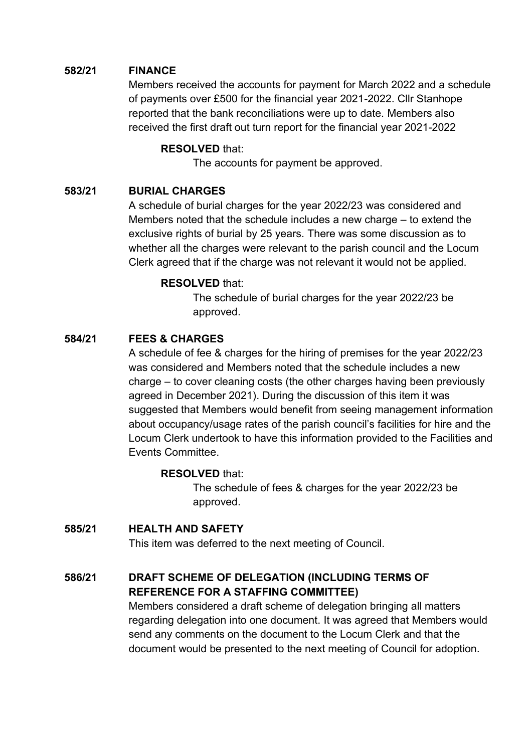**582/21 FINANCE**

Members received the accounts for payment for March 2022 and a schedule of payments over £500 for the financial year 2021-2022. Cllr Stanhope reported that the bank reconciliations were up to date. Members also received the first draft out turn report for the financial year 2021-2022

**RESOLVED** that:

The accounts for payment be approved.

**583/21 BURIAL CHARGES**

A schedule of burial charges for the year 2022/23 was considered and Members noted that the schedule includes a new charge – to extend the exclusive rights of burial by 25 years. There was some discussion as to whether all the charges were relevant to the parish council and the Locum Clerk agreed that if the charge was not relevant it would not be applied.

**RESOLVED** that:

The schedule of burial charges for the year 2022/23 be approved.

**584/21 FEES & CHARGES**

A schedule of fee & charges for the hiring of premises for the year 2022/23 was considered and Members noted that the schedule includes a new charge – to cover cleaning costs (the other charges having been previously agreed in December 2021). During the discussion of this item it was suggested that Members would benefit from seeing management information about occupancy/usage rates of the parish council's facilities for hire and the Locum Clerk undertook to have this information provided to the Facilities and Events Committee.

**RESOLVED** that:

The schedule of fees & charges for the year 2022/23 be approved.

**585/21 HEALTH AND SAFETY**

This item was deferred to the next meeting of Council.

**586/21 DRAFT SCHEME OF DELEGATION (INCLUDING TERMS OF REFERENCE FOR A STAFFING COMMITTEE)**

Members considered a draft scheme of delegation bringing all matters regarding delegation into one document. It was agreed that Members would send any comments on the document to the Locum Clerk and that the document would be presented to the next meeting of Council for adoption.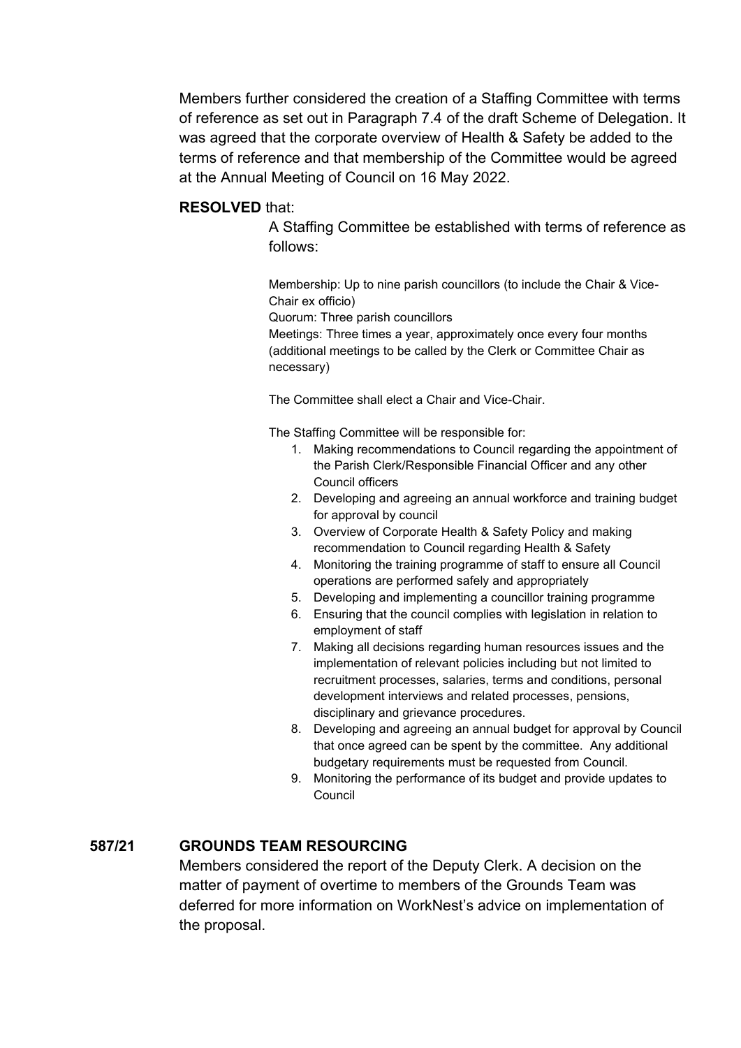Members further considered the creation of a Staffing Committee with terms of reference as set out in Paragraph 7.4 of the draft Scheme of Delegation. It was agreed that the corporate overview of Health & Safety be added to the terms of reference and that membership of the Committee would be agreed at the Annual Meeting of Council on 16 May 2022.

**RESOLVED** that:

A Staffing Committee be established with terms of reference as follows:

Membership: Up to nine parish councillors (to include the Chair & Vice-Chair ex officio)
Quorum: Three parish councillors
Meetings: Three times a year, approximately once every four months (additional meetings to be called by the Clerk or Committee Chair as necessary)

The Committee shall elect a Chair and Vice-Chair.

The Staffing Committee will be responsible for:

1. Making recommendations to Council regarding the appointment of the Parish Clerk/Responsible Financial Officer and any other Council officers
2. Developing and agreeing an annual workforce and training budget for approval by council
3. Overview of Corporate Health & Safety Policy and making recommendation to Council regarding Health & Safety
4. Monitoring the training programme of staff to ensure all Council operations are performed safely and appropriately
5. Developing and implementing a councillor training programme
6. Ensuring that the council complies with legislation in relation to employment of staff
7. Making all decisions regarding human resources issues and the implementation of relevant policies including but not limited to recruitment processes, salaries, terms and conditions, personal development interviews and related processes, pensions, disciplinary and grievance procedures.
8. Developing and agreeing an annual budget for approval by Council that once agreed can be spent by the committee. Any additional budgetary requirements must be requested from Council.
9. Monitoring the performance of its budget and provide updates to Council

**587/21 GROUNDS TEAM RESOURCING**

Members considered the report of the Deputy Clerk. A decision on the matter of payment of overtime to members of the Grounds Team was deferred for more information on WorkNest's advice on implementation of the proposal.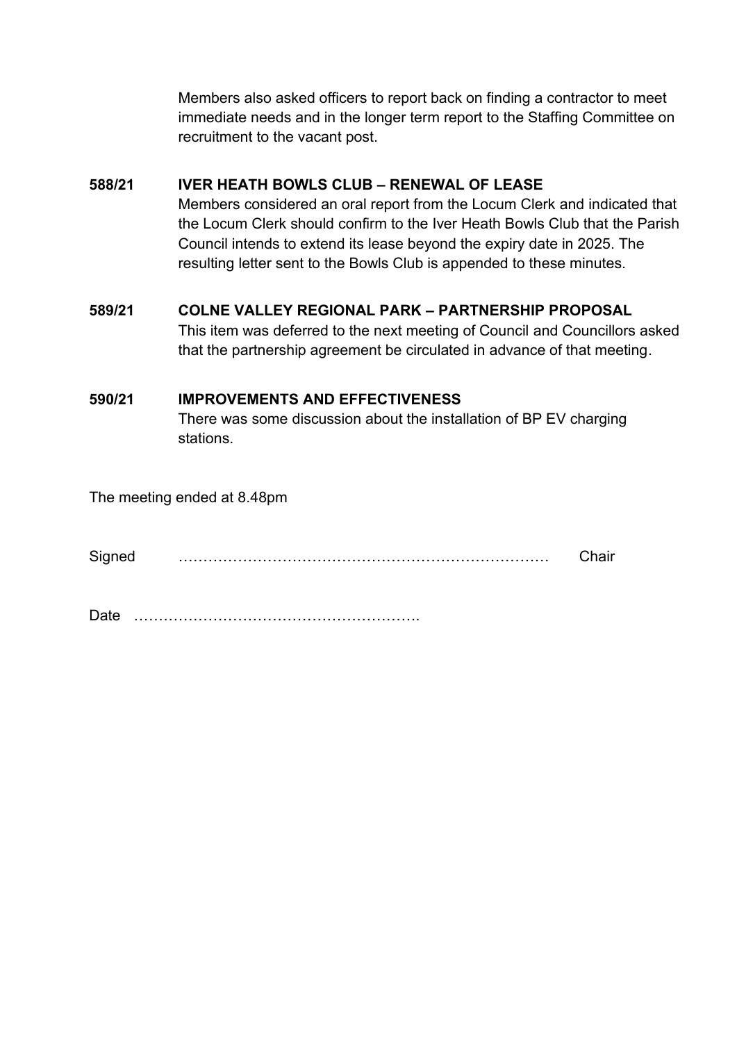Members also asked officers to report back on finding a contractor to meet immediate needs and in the longer term report to the Staffing Committee on recruitment to the vacant post.

**588/21 IVER HEATH BOWLS CLUB – RENEWAL OF LEASE**

Members considered an oral report from the Locum Clerk and indicated that the Locum Clerk should confirm to the Iver Heath Bowls Club that the Parish Council intends to extend its lease beyond the expiry date in 2025. The resulting letter sent to the Bowls Club is appended to these minutes.

**589/21 COLNE VALLEY REGIONAL PARK – PARTNERSHIP PROPOSAL**

This item was deferred to the next meeting of Council and Councillors asked that the partnership agreement be circulated in advance of that meeting.

**590/21 IMPROVEMENTS AND EFFECTIVENESS**

There was some discussion about the installation of BP EV charging stations.

The meeting ended at 8.48pm

Signed ………………………………………………………………… Chair

Date ………………………………………………….